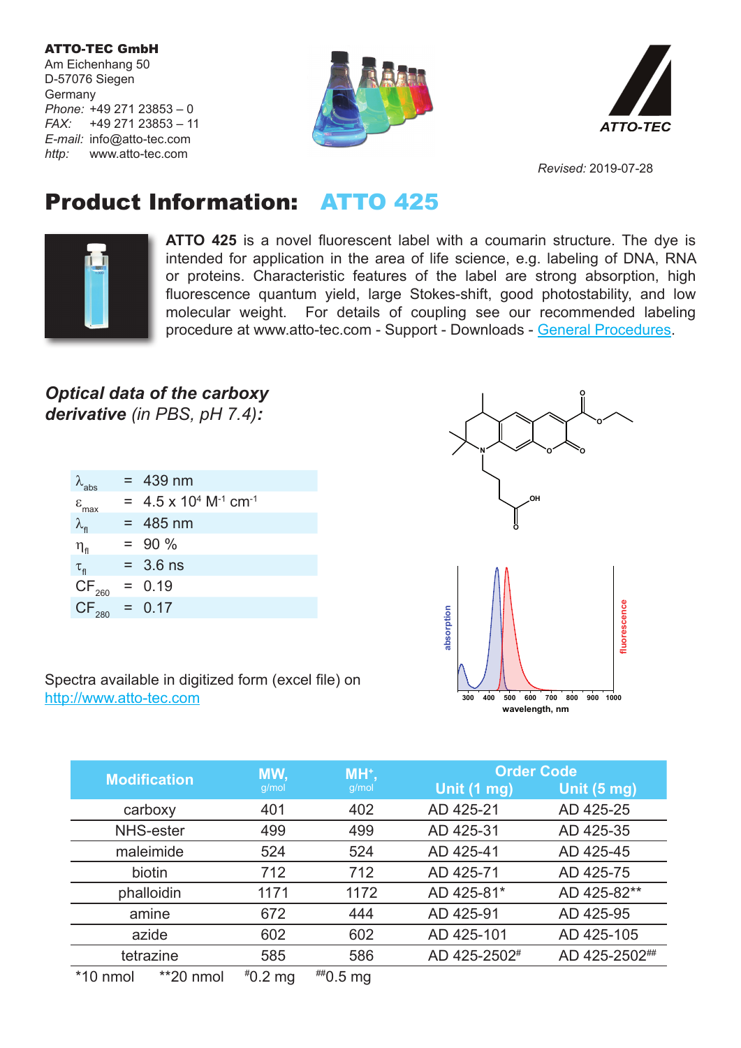**ATTO-TEC GmbH**
Am Eichenhang 50
D-57076 Siegen
Germany
*Phone:* +49 271 23853 – 0
*FAX:* +49 271 23853 – 11
*E-mail:* info@atto-tec.com
*http:* www.atto-tec.com

ATTO-TEC

*Revised:* 2019-07-28

# Product Information: ATTO 425

**ATTO 425** is a novel fluorescent label with a coumarin structure. The dye is intended for application in the area of life science, e.g. labeling of DNA, RNA or proteins. Characteristic features of the label are strong absorption, high fluorescence quantum yield, large Stokes-shift, good photostability, and low molecular weight. For details of coupling see our recommended labeling procedure at www.atto-tec.com - Support - Downloads - General Procedures.

## *Optical data of the carboxy derivative (in PBS, pH 7.4):*

| | | |
|---|---|---|
| $\lambda_{abs}$ | = | 439 nm |
| $\varepsilon_{max}$ | = | $4.5 \times 10^4$ $M^{-1}$ $cm^{-1}$ |
| $\lambda_{fl}$ | = | 485 nm |
| $\eta_{fl}$ | = | 90 % |
| $\tau_{fl}$ | = | 3.6 ns |
| $CF_{260}$ | = | 0.19 |
| $CF_{280}$ | = | 0.17 |

Spectra available in digitized form (excel file) on http://www.atto-tec.com

| Modification | MW, g/mol | $MH^+$, g/mol | Order Code Unit (1 mg) | Unit (5 mg) |
|---|---|---|---|---|
| carboxy | 401 | 402 | AD 425-21 | AD 425-25 |
| NHS-ester | 499 | 499 | AD 425-31 | AD 425-35 |
| maleimide | 524 | 524 | AD 425-41 | AD 425-45 |
| biotin | 712 | 712 | AD 425-71 | AD 425-75 |
| phalloidin | 1171 | 1172 | AD 425-81* | AD 425-82** |
| amine | 672 | 444 | AD 425-91 | AD 425-95 |
| azide | 602 | 602 | AD 425-101 | AD 425-105 |
| tetrazine | 585 | 586 | AD 425-2502# | AD 425-2502## |

*10 nmol **20 nmol #0.2 mg ##0.5 mg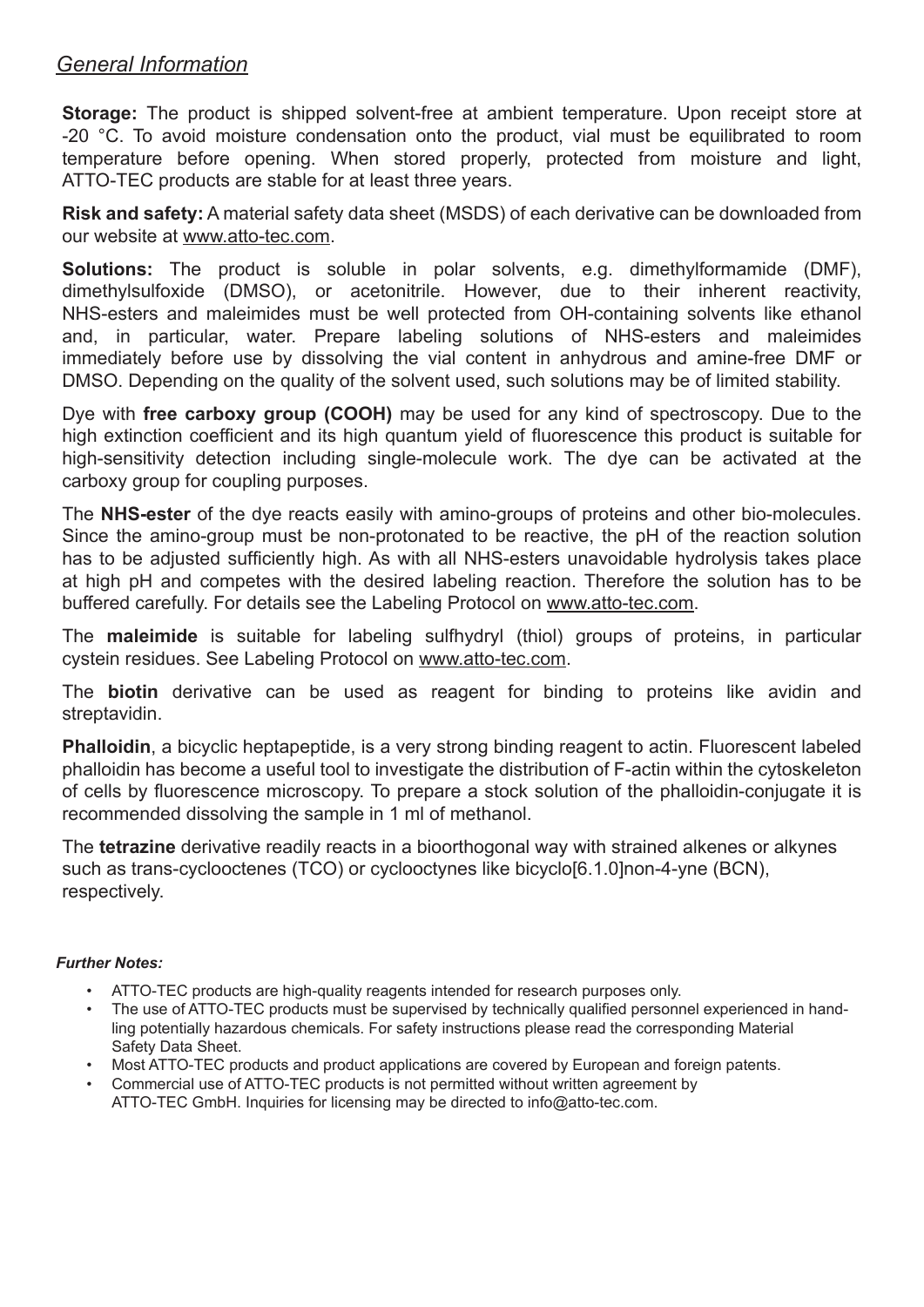## *General Information*

**Storage:** The product is shipped solvent-free at ambient temperature. Upon receipt store at -20 °C. To avoid moisture condensation onto the product, vial must be equilibrated to room temperature before opening. When stored properly, protected from moisture and light, ATTO-TEC products are stable for at least three years.

**Risk and safety:** A material safety data sheet (MSDS) of each derivative can be downloaded from our website at www.atto-tec.com.

**Solutions:** The product is soluble in polar solvents, e.g. dimethylformamide (DMF), dimethylsulfoxide (DMSO), or acetonitrile. However, due to their inherent reactivity, NHS-esters and maleimides must be well protected from OH-containing solvents like ethanol and, in particular, water. Prepare labeling solutions of NHS-esters and maleimides immediately before use by dissolving the vial content in anhydrous and amine-free DMF or DMSO. Depending on the quality of the solvent used, such solutions may be of limited stability.

Dye with **free carboxy group (COOH)** may be used for any kind of spectroscopy. Due to the high extinction coefficient and its high quantum yield of fluorescence this product is suitable for high-sensitivity detection including single-molecule work. The dye can be activated at the carboxy group for coupling purposes.

The **NHS-ester** of the dye reacts easily with amino-groups of proteins and other bio-molecules. Since the amino-group must be non-protonated to be reactive, the pH of the reaction solution has to be adjusted sufficiently high. As with all NHS-esters unavoidable hydrolysis takes place at high pH and competes with the desired labeling reaction. Therefore the solution has to be buffered carefully. For details see the Labeling Protocol on www.atto-tec.com.

The **maleimide** is suitable for labeling sulfhydryl (thiol) groups of proteins, in particular cystein residues. See Labeling Protocol on www.atto-tec.com.

The **biotin** derivative can be used as reagent for binding to proteins like avidin and streptavidin.

**Phalloidin**, a bicyclic heptapeptide, is a very strong binding reagent to actin. Fluorescent labeled phalloidin has become a useful tool to investigate the distribution of F-actin within the cytoskeleton of cells by fluorescence microscopy. To prepare a stock solution of the phalloidin-conjugate it is recommended dissolving the sample in 1 ml of methanol.

The **tetrazine** derivative readily reacts in a bioorthogonal way with strained alkenes or alkynes such as trans-cyclooctenes (TCO) or cyclooctynes like bicyclo[6.1.0]non-4-yne (BCN), respectively.

***Further Notes:***

- ATTO-TEC products are high-quality reagents intended for research purposes only.
- The use of ATTO-TEC products must be supervised by technically qualified personnel experienced in handling potentially hazardous chemicals. For safety instructions please read the corresponding Material Safety Data Sheet.
- Most ATTO-TEC products and product applications are covered by European and foreign patents.
- Commercial use of ATTO-TEC products is not permitted without written agreement by ATTO-TEC GmbH. Inquiries for licensing may be directed to info@atto-tec.com.